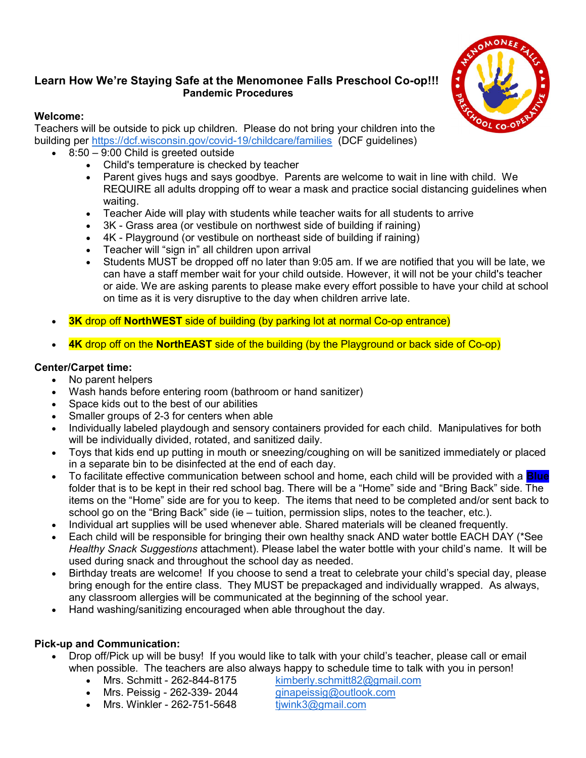## Learn How We're Staying Safe at the Menomonee Falls Preschool Co-op!!!

### Pandemic Procedures

**Welcome:**

Teachers will be outside to pick up children. Please do not bring your children into the building per https://dcf.wisconsin.gov/covid-19/childcare/families (DCF guidelines)

- 8:50 – 9:00 Child is greeted outside
  - Child's temperature is checked by teacher
  - Parent gives hugs and says goodbye. Parents are welcome to wait in line with child. We REQUIRE all adults dropping off to wear a mask and practice social distancing guidelines when waiting.
  - Teacher Aide will play with students while teacher waits for all students to arrive
  - 3K - Grass area (or vestibule on northwest side of building if raining)
  - 4K - Playground (or vestibule on northeast side of building if raining)
  - Teacher will "sign in" all children upon arrival
  - Students MUST be dropped off no later than 9:05 am. If we are notified that you will be late, we can have a staff member wait for your child outside. However, it will not be your child's teacher or aide. We are asking parents to please make every effort possible to have your child at school on time as it is very disruptive to the day when children arrive late.
- **3K** drop off **NorthWEST** side of building (by parking lot at normal Co-op entrance)
- **4K** drop off on the **NorthEAST** side of the building (by the Playground or back side of Co-op)

**Center/Carpet time:**

- No parent helpers
- Wash hands before entering room (bathroom or hand sanitizer)
- Space kids out to the best of our abilities
- Smaller groups of 2-3 for centers when able
- Individually labeled playdough and sensory containers provided for each child. Manipulatives for both will be individually divided, rotated, and sanitized daily.
- Toys that kids end up putting in mouth or sneezing/coughing on will be sanitized immediately or placed in a separate bin to be disinfected at the end of each day.
- To facilitate effective communication between school and home, each child will be provided with a Blue folder that is to be kept in their red school bag. There will be a "Home" side and "Bring Back" side. The items on the "Home" side are for you to keep. The items that need to be completed and/or sent back to school go on the "Bring Back" side (ie – tuition, permission slips, notes to the teacher, etc.).
- Individual art supplies will be used whenever able. Shared materials will be cleaned frequently.
- Each child will be responsible for bringing their own healthy snack AND water bottle EACH DAY (*See *Healthy Snack Suggestions* attachment). Please label the water bottle with your child's name. It will be used during snack and throughout the school day as needed.
- Birthday treats are welcome! If you choose to send a treat to celebrate your child's special day, please bring enough for the entire class. They MUST be prepackaged and individually wrapped. As always, any classroom allergies will be communicated at the beginning of the school year.
- Hand washing/sanitizing encouraged when able throughout the day.

**Pick-up and Communication:**

- Drop off/Pick up will be busy! If you would like to talk with your child's teacher, please call or email when possible. The teachers are also always happy to schedule time to talk with you in person!
  - Mrs. Schmitt - 262-844-8175 kimberly.schmitt82@gmail.com
  - Mrs. Peissig - 262-339- 2044 ginapeissig@outlook.com
  - Mrs. Winkler - 262-751-5648 tjwink3@gmail.com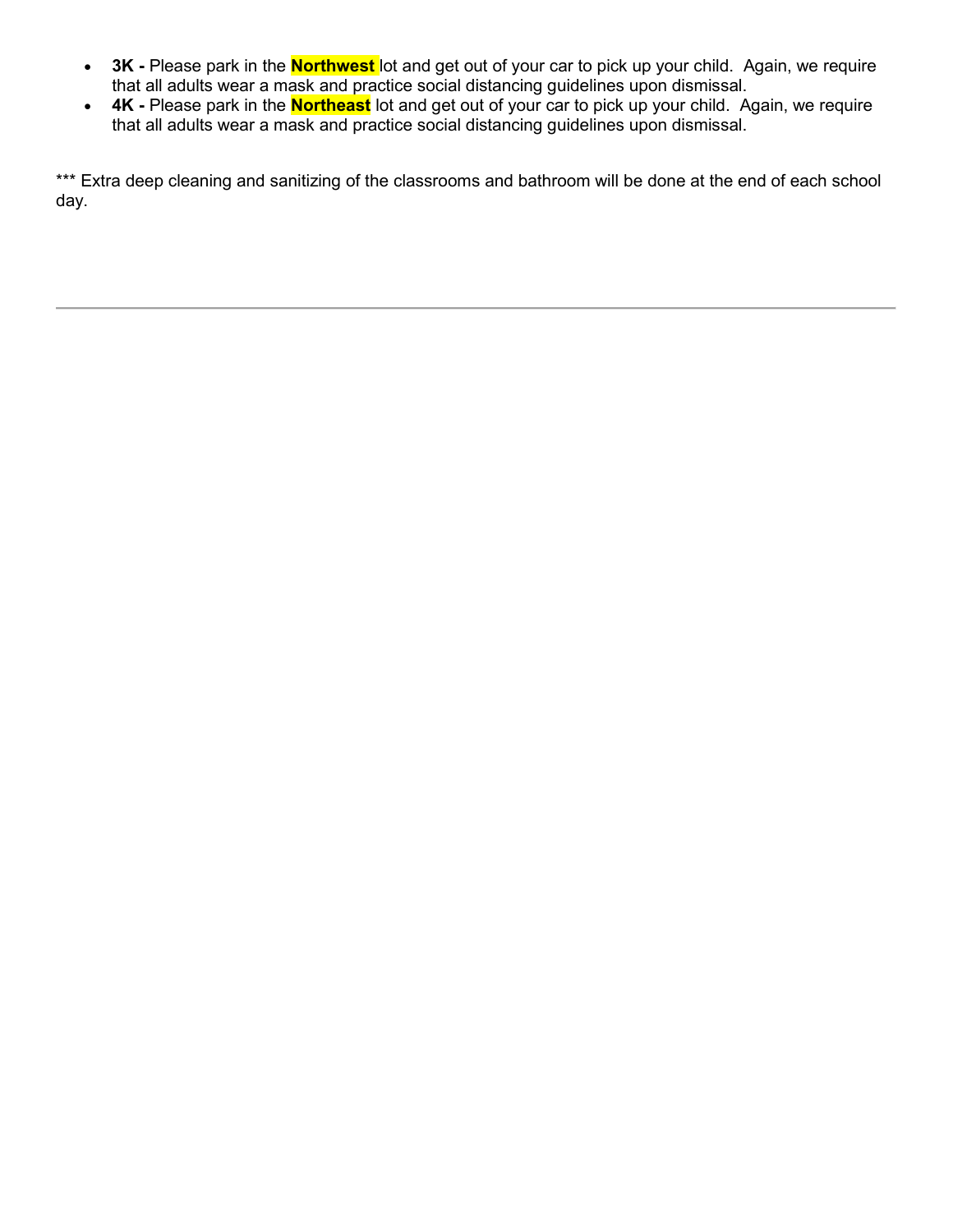- **3K -** Please park in the **Northwest** lot and get out of your car to pick up your child. Again, we require that all adults wear a mask and practice social distancing guidelines upon dismissal.
- **4K -** Please park in the **Northeast** lot and get out of your car to pick up your child. Again, we require that all adults wear a mask and practice social distancing guidelines upon dismissal.

*** Extra deep cleaning and sanitizing of the classrooms and bathroom will be done at the end of each school day.

---